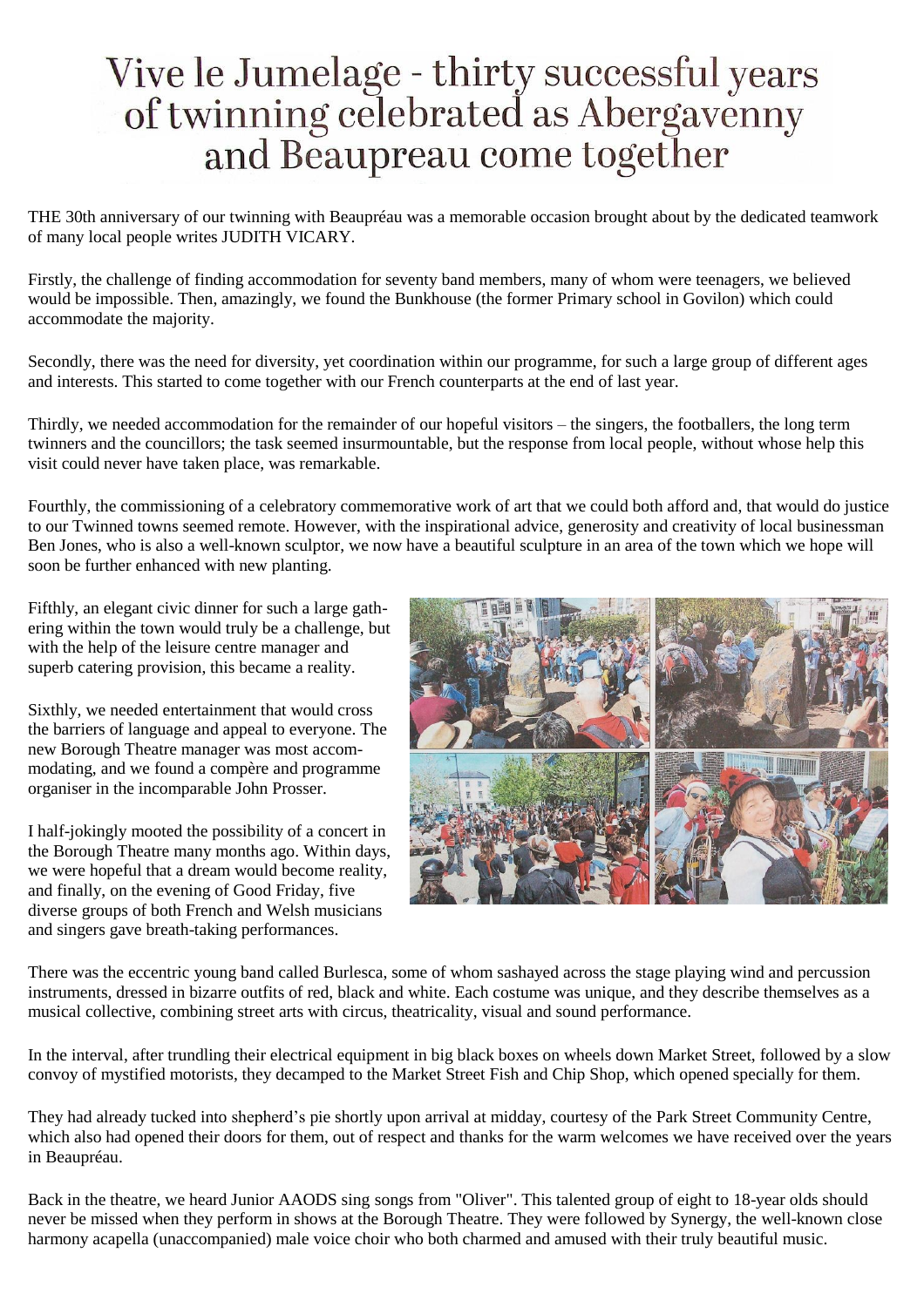# Vive le Jumelage - thirty successful years of twinning celebrated as Abergavenny and Beaupreau come together

THE 30th anniversary of our twinning with Beaupréau was a memorable occasion brought about by the dedicated teamwork of many local people writes JUDITH VICARY.

Firstly, the challenge of finding accommodation for seventy band members, many of whom were teenagers, we believed would be impossible. Then, amazingly, we found the Bunkhouse (the former Primary school in Govilon) which could accommodate the majority.

Secondly, there was the need for diversity, yet coordination within our programme, for such a large group of different ages and interests. This started to come together with our French counterparts at the end of last year.

Thirdly, we needed accommodation for the remainder of our hopeful visitors – the singers, the footballers, the long term twinners and the councillors; the task seemed insurmountable, but the response from local people, without whose help this visit could never have taken place, was remarkable.

Fourthly, the commissioning of a celebratory commemorative work of art that we could both afford and, that would do justice to our Twinned towns seemed remote. However, with the inspirational advice, generosity and creativity of local businessman Ben Jones, who is also a well-known sculptor, we now have a beautiful sculpture in an area of the town which we hope will soon be further enhanced with new planting.

Fifthly, an elegant civic dinner for such a large gathering within the town would truly be a challenge, but with the help of the leisure centre manager and superb catering provision, this became a reality.

Sixthly, we needed entertainment that would cross the barriers of language and appeal to everyone. The new Borough Theatre manager was most accommodating, and we found a compère and programme organiser in the incomparable John Prosser.

I half-jokingly mooted the possibility of a concert in the Borough Theatre many months ago. Within days, we were hopeful that a dream would become reality, and finally, on the evening of Good Friday, five diverse groups of both French and Welsh musicians and singers gave breath-taking performances.

There was the eccentric young band called Burlesca, some of whom sashayed across the stage playing wind and percussion instruments, dressed in bizarre outfits of red, black and white. Each costume was unique, and they describe themselves as a musical collective, combining street arts with circus, theatricality, visual and sound performance.

In the interval, after trundling their electrical equipment in big black boxes on wheels down Market Street, followed by a slow convoy of mystified motorists, they decamped to the Market Street Fish and Chip Shop, which opened specially for them.

They had already tucked into shepherd's pie shortly upon arrival at midday, courtesy of the Park Street Community Centre, which also had opened their doors for them, out of respect and thanks for the warm welcomes we have received over the years in Beaupréau.

Back in the theatre, we heard Junior AAODS sing songs from "Oliver". This talented group of eight to 18-year olds should never be missed when they perform in shows at the Borough Theatre. They were followed by Synergy, the well-known close harmony acapella (unaccompanied) male voice choir who both charmed and amused with their truly beautiful music.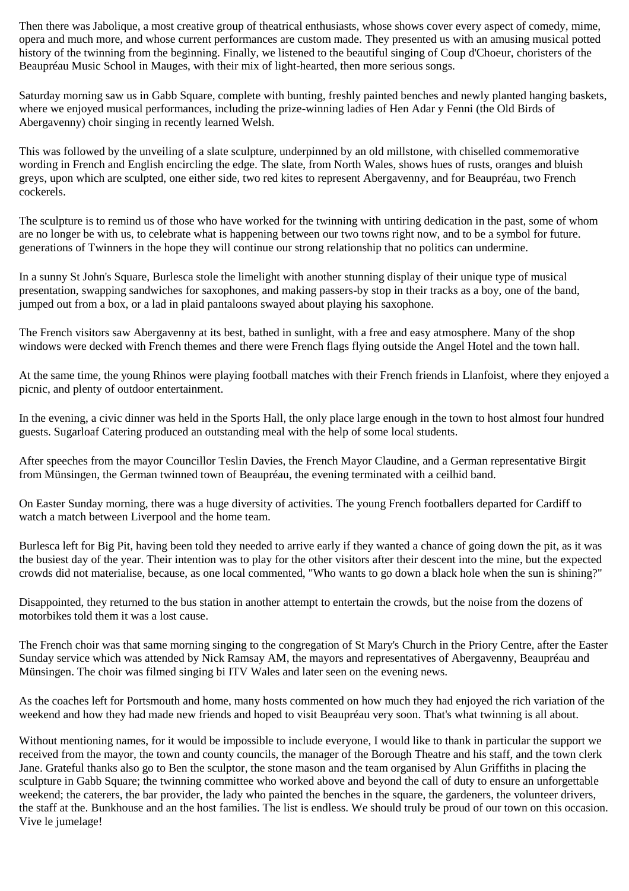Then there was Jabolique, a most creative group of theatrical enthusiasts, whose shows cover every aspect of comedy, mime, opera and much more, and whose current performances are custom made. They presented us with an amusing musical potted history of the twinning from the beginning. Finally, we listened to the beautiful singing of Coup d'Choeur, choristers of the Beaupréau Music School in Mauges, with their mix of light-hearted, then more serious songs.

Saturday morning saw us in Gabb Square, complete with bunting, freshly painted benches and newly planted hanging baskets, where we enjoyed musical performances, including the prize-winning ladies of Hen Adar y Fenni (the Old Birds of Abergavenny) choir singing in recently learned Welsh.

This was followed by the unveiling of a slate sculpture, underpinned by an old millstone, with chiselled commemorative wording in French and English encircling the edge. The slate, from North Wales, shows hues of rusts, oranges and bluish greys, upon which are sculpted, one either side, two red kites to represent Abergavenny, and for Beaupréau, two French cockerels.

The sculpture is to remind us of those who have worked for the twinning with untiring dedication in the past, some of whom are no longer be with us, to celebrate what is happening between our two towns right now, and to be a symbol for future. generations of Twinners in the hope they will continue our strong relationship that no politics can undermine.

In a sunny St John's Square, Burlesca stole the limelight with another stunning display of their unique type of musical presentation, swapping sandwiches for saxophones, and making passers-by stop in their tracks as a boy, one of the band, jumped out from a box, or a lad in plaid pantaloons swayed about playing his saxophone.

The French visitors saw Abergavenny at its best, bathed in sunlight, with a free and easy atmosphere. Many of the shop windows were decked with French themes and there were French flags flying outside the Angel Hotel and the town hall.

At the same time, the young Rhinos were playing football matches with their French friends in Llanfoist, where they enjoyed a picnic, and plenty of outdoor entertainment.

In the evening, a civic dinner was held in the Sports Hall, the only place large enough in the town to host almost four hundred guests. Sugarloaf Catering produced an outstanding meal with the help of some local students.

After speeches from the mayor Councillor Teslin Davies, the French Mayor Claudine, and a German representative Birgit from Münsingen, the German twinned town of Beaupréau, the evening terminated with a ceilhid band.

On Easter Sunday morning, there was a huge diversity of activities. The young French footballers departed for Cardiff to watch a match between Liverpool and the home team.

Burlesca left for Big Pit, having been told they needed to arrive early if they wanted a chance of going down the pit, as it was the busiest day of the year. Their intention was to play for the other visitors after their descent into the mine, but the expected crowds did not materialise, because, as one local commented, "Who wants to go down a black hole when the sun is shining?"

Disappointed, they returned to the bus station in another attempt to entertain the crowds, but the noise from the dozens of motorbikes told them it was a lost cause.

The French choir was that same morning singing to the congregation of St Mary's Church in the Priory Centre, after the Easter Sunday service which was attended by Nick Ramsay AM, the mayors and representatives of Abergavenny, Beaupréau and Münsingen. The choir was filmed singing bi ITV Wales and later seen on the evening news.

As the coaches left for Portsmouth and home, many hosts commented on how much they had enjoyed the rich variation of the weekend and how they had made new friends and hoped to visit Beaupréau very soon. That's what twinning is all about.

Without mentioning names, for it would be impossible to include everyone, I would like to thank in particular the support we received from the mayor, the town and county councils, the manager of the Borough Theatre and his staff, and the town clerk Jane. Grateful thanks also go to Ben the sculptor, the stone mason and the team organised by Alun Griffiths in placing the sculpture in Gabb Square; the twinning committee who worked above and beyond the call of duty to ensure an unforgettable weekend; the caterers, the bar provider, the lady who painted the benches in the square, the gardeners, the volunteer drivers, the staff at the. Bunkhouse and an the host families. The list is endless. We should truly be proud of our town on this occasion. Vive le jumelage!